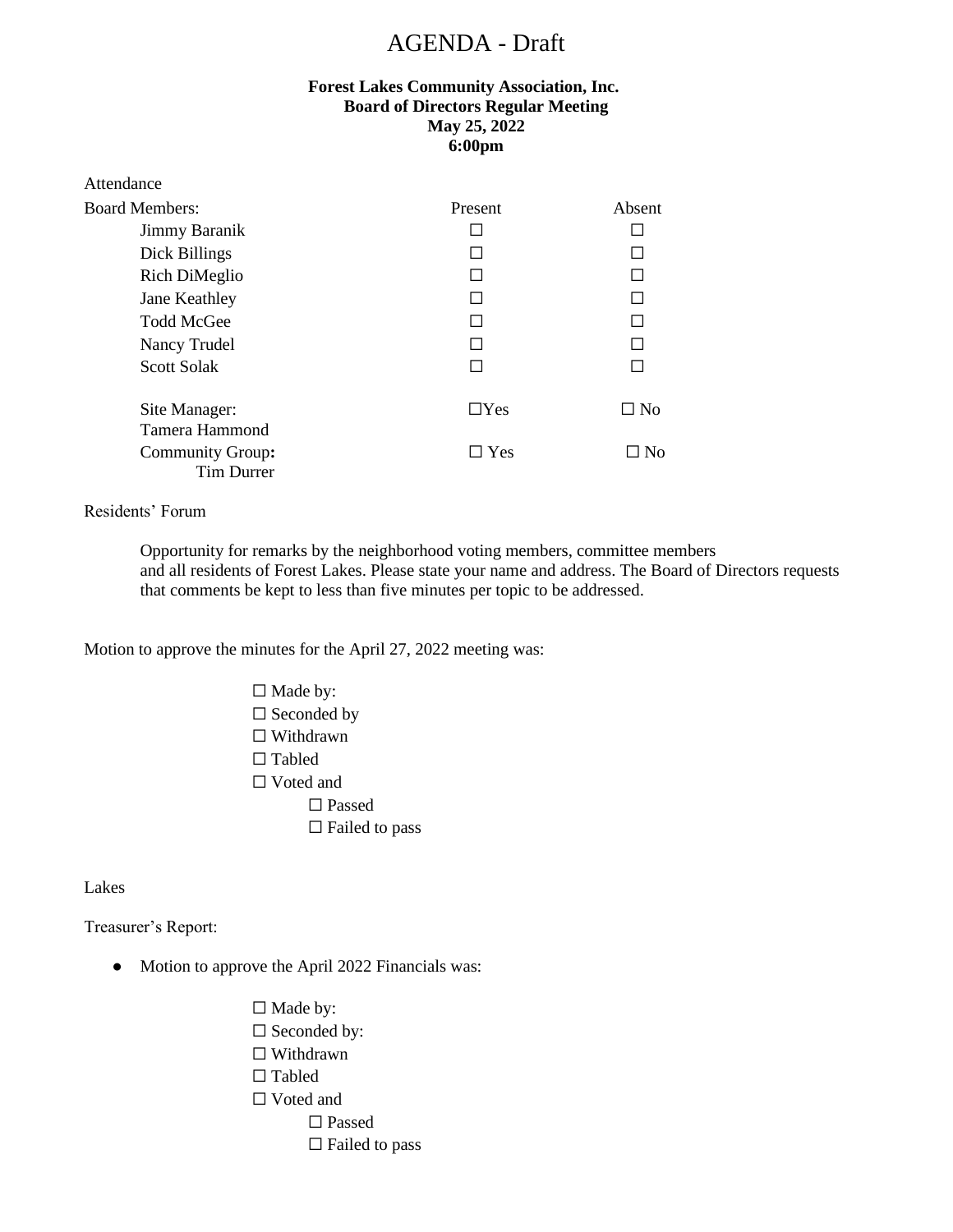# AGENDA - Draft

**Forest Lakes Community Association, Inc.**
**Board of Directors Regular Meeting**
**May 25, 2022**
**6:00pm**

Attendance

| Board Members: | Present | Absent |
|---|---|---|
| Jimmy Baranik | ☐ | ☐ |
| Dick Billings | ☐ | ☐ |
| Rich DiMeglio | ☐ | ☐ |
| Jane Keathley | ☐ | ☐ |
| Todd McGee | ☐ | ☐ |
| Nancy Trudel | ☐ | ☐ |
| Scott Solak | ☐ | ☐ |
| Site Manager: Tamera Hammond | ☐Yes | ☐ No |
| Community Group: Tim Durrer | ☐ Yes | ☐ No |

Residents' Forum

Opportunity for remarks by the neighborhood voting members, committee members and all residents of Forest Lakes. Please state your name and address. The Board of Directors requests that comments be kept to less than five minutes per topic to be addressed.

Motion to approve the minutes for the April 27, 2022 meeting was:

☐ Made by:
☐ Seconded by
☐ Withdrawn
☐ Tabled
☐ Voted and
- ☐ Passed
- ☐ Failed to pass

Lakes

Treasurer's Report:

- Motion to approve the April 2022 Financials was:

☐ Made by:
☐ Seconded by:
☐ Withdrawn
☐ Tabled
☐ Voted and
- ☐ Passed
- ☐ Failed to pass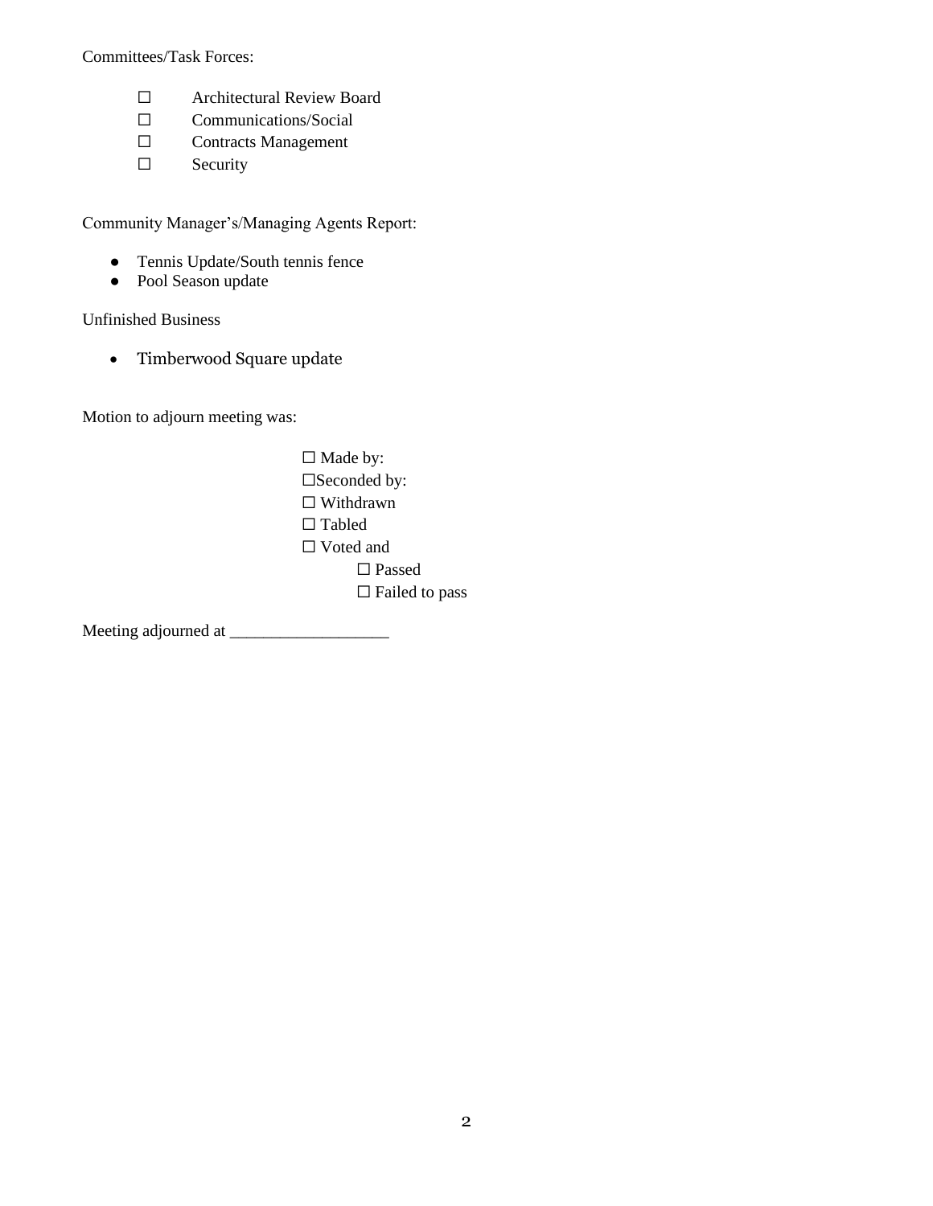Committees/Task Forces:

- ☐ Architectural Review Board
- ☐ Communications/Social
- ☐ Contracts Management
- ☐ Security

Community Manager's/Managing Agents Report:

- Tennis Update/South tennis fence
- Pool Season update

Unfinished Business

- Timberwood Square update

Motion to adjourn meeting was:

☐ Made by:
☐Seconded by:
☐ Withdrawn
☐ Tabled
☐ Voted and
  ☐ Passed
  ☐ Failed to pass

Meeting adjourned at __________________